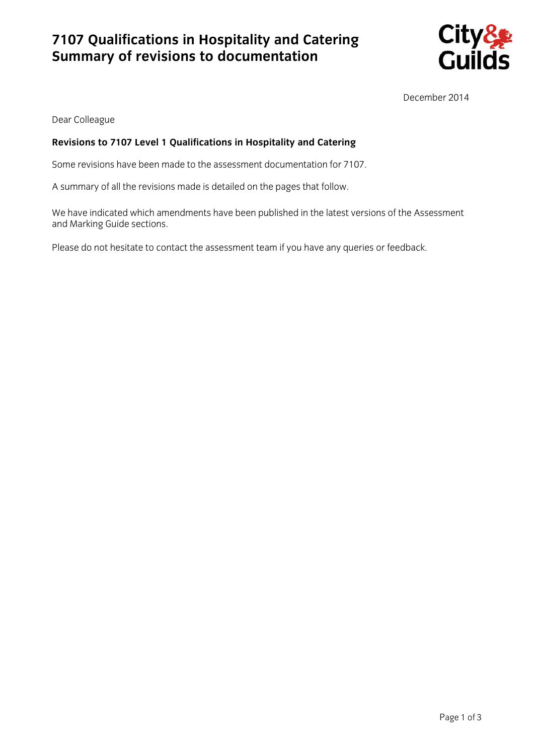# 7107 Qualifications in Hospitality and Catering
# Summary of revisions to documentation

December 2014

Dear Colleague

**Revisions to 7107 Level 1 Qualifications in Hospitality and Catering**

Some revisions have been made to the assessment documentation for 7107.

A summary of all the revisions made is detailed on the pages that follow.

We have indicated which amendments have been published in the latest versions of the Assessment and Marking Guide sections.

Please do not hesitate to contact the assessment team if you have any queries or feedback.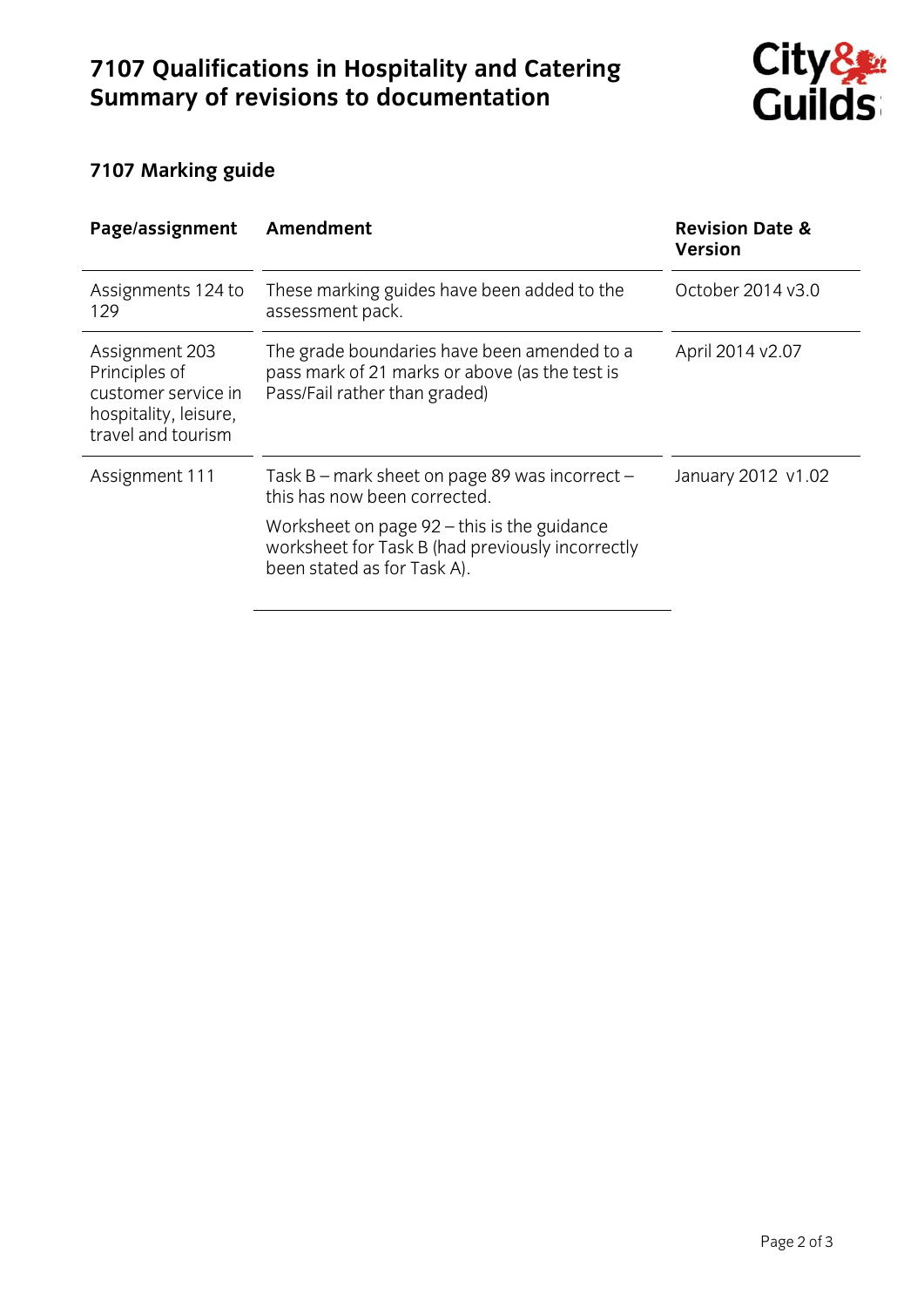# 7107 Qualifications in Hospitality and Catering
# Summary of revisions to documentation

## 7107 Marking guide

| Page/assignment | Amendment | Revision Date & Version |
|---|---|---|
| Assignments 124 to 129 | These marking guides have been added to the assessment pack. | October 2014 v3.0 |
| Assignment 203 Principles of customer service in hospitality, leisure, travel and tourism | The grade boundaries have been amended to a pass mark of 21 marks or above (as the test is Pass/Fail rather than graded) | April 2014 v2.07 |
| Assignment 111 | Task B – mark sheet on page 89 was incorrect – this has now been corrected.<br><br>Worksheet on page 92 – this is the guidance worksheet for Task B (had previously incorrectly been stated as for Task A). | January 2012 v1.02 |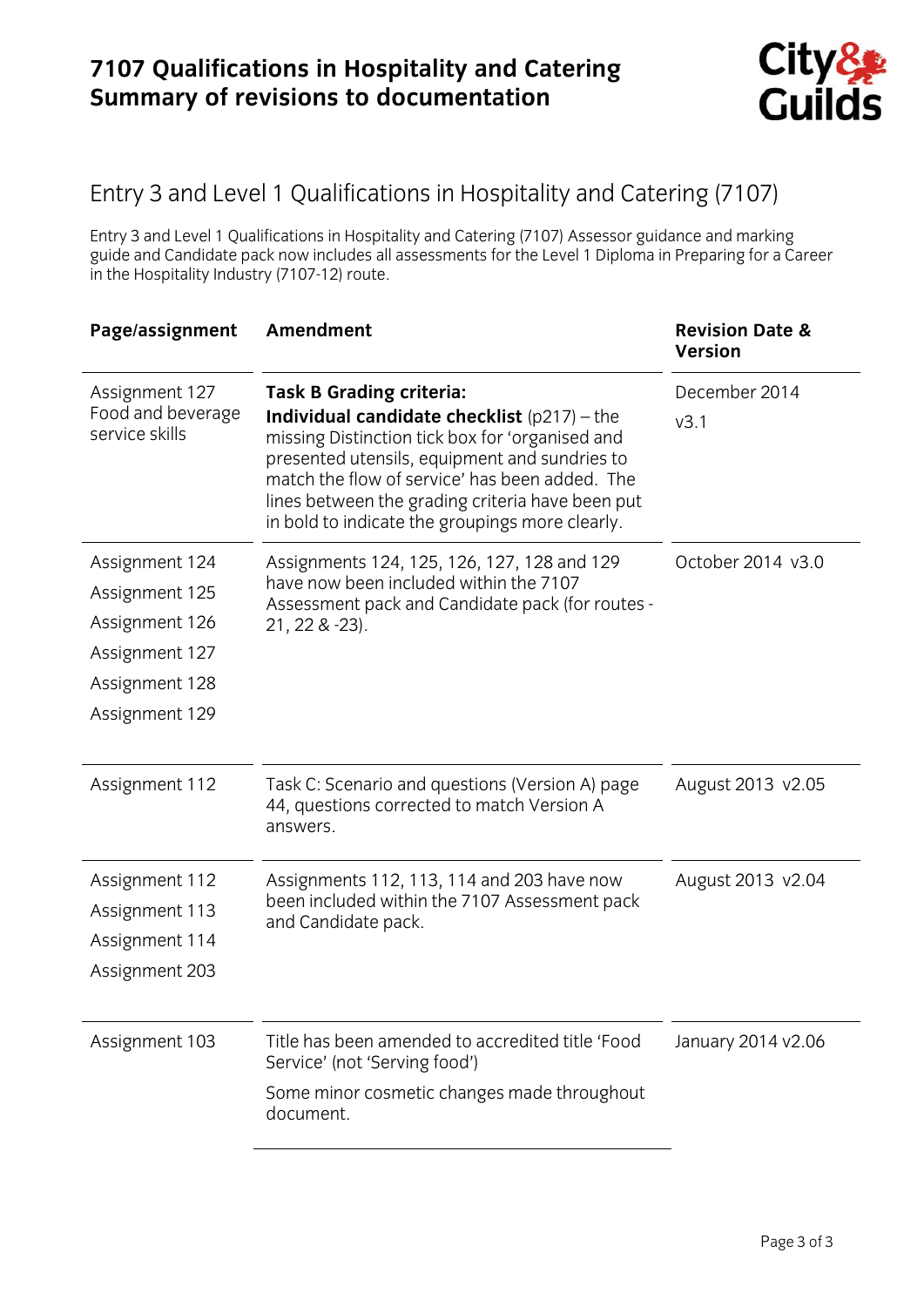# 7107 Qualifications in Hospitality and Catering
# Summary of revisions to documentation

## Entry 3 and Level 1 Qualifications in Hospitality and Catering (7107)

Entry 3 and Level 1 Qualifications in Hospitality and Catering (7107) Assessor guidance and marking guide and Candidate pack now includes all assessments for the Level 1 Diploma in Preparing for a Career in the Hospitality Industry (7107-12) route.

| Page/assignment | Amendment | Revision Date & Version |
|---|---|---|
| Assignment 127 Food and beverage service skills | **Task B Grading criteria:** **Individual candidate checklist** (p217) – the missing Distinction tick box for 'organised and presented utensils, equipment and sundries to match the flow of service' has been added. The lines between the grading criteria have been put in bold to indicate the groupings more clearly. | December 2014 v3.1 |
| Assignment 124<br>Assignment 125<br>Assignment 126<br>Assignment 127<br>Assignment 128<br>Assignment 129 | Assignments 124, 125, 126, 127, 128 and 129 have now been included within the 7107 Assessment pack and Candidate pack (for routes -21, 22 & -23). | October 2014 v3.0 |
| Assignment 112 | Task C: Scenario and questions (Version A) page 44, questions corrected to match Version A answers. | August 2013 v2.05 |
| Assignment 112<br>Assignment 113<br>Assignment 114<br>Assignment 203 | Assignments 112, 113, 114 and 203 have now been included within the 7107 Assessment pack and Candidate pack. | August 2013 v2.04 |
| Assignment 103 | Title has been amended to accredited title 'Food Service' (not 'Serving food')<br>Some minor cosmetic changes made throughout document. | January 2014 v2.06 |